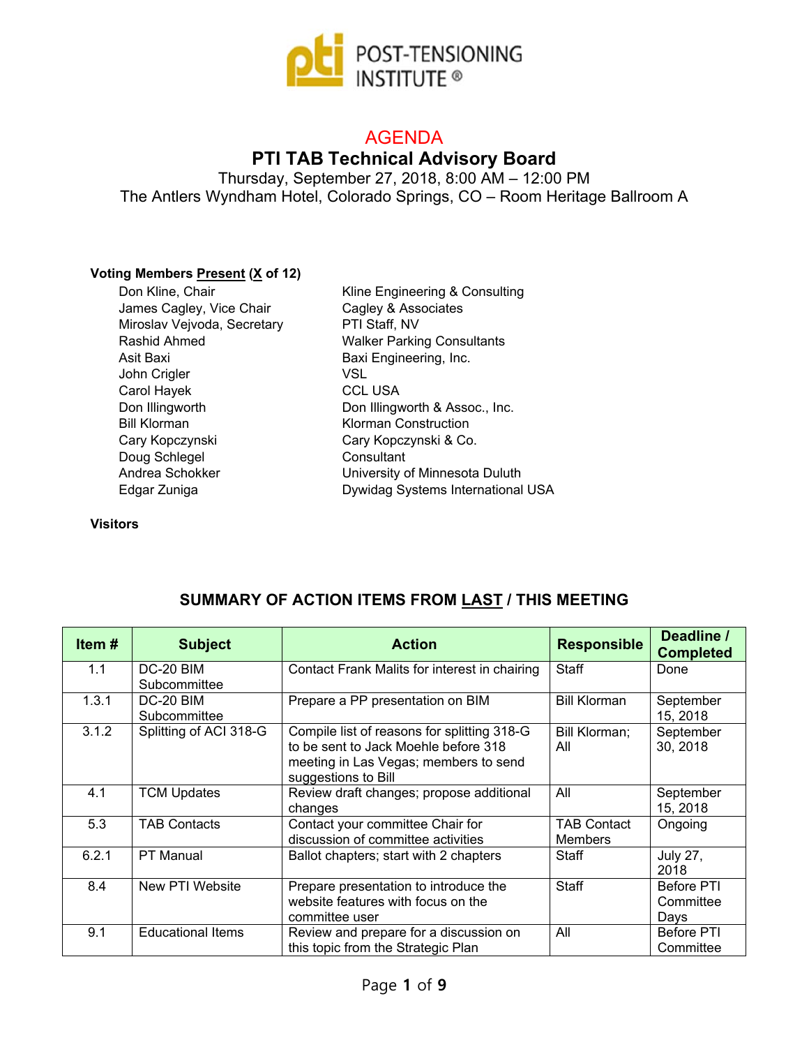POST-TENSIONING INSTITUTE®

# AGENDA

## PTI TAB Technical Advisory Board

Thursday, September 27, 2018, 8:00 AM – 12:00 PM

The Antlers Wyndham Hotel, Colorado Springs, CO – Room Heritage Ballroom A

**Voting Members Present (X of 12)**

| | |
|---|---|
| Don Kline, Chair | Kline Engineering & Consulting |
| James Cagley, Vice Chair | Cagley & Associates |
| Miroslav Vejvoda, Secretary | PTI Staff, NV |
| Rashid Ahmed | Walker Parking Consultants |
| Asit Baxi | Baxi Engineering, Inc. |
| John Crigler | VSL |
| Carol Hayek | CCL USA |
| Don Illingworth | Don Illingworth & Assoc., Inc. |
| Bill Klorman | Klorman Construction |
| Cary Kopczynski | Cary Kopczynski & Co. |
| Doug Schlegel | Consultant |
| Andrea Schokker | University of Minnesota Duluth |
| Edgar Zuniga | Dywidag Systems International USA |

**Visitors**

### SUMMARY OF ACTION ITEMS FROM LAST / THIS MEETING

| Item # | Subject | Action | Responsible | Deadline / Completed |
|---|---|---|---|---|
| 1.1 | DC-20 BIM Subcommittee | Contact Frank Malits for interest in chairing | Staff | Done |
| 1.3.1 | DC-20 BIM Subcommittee | Prepare a PP presentation on BIM | Bill Klorman | September 15, 2018 |
| 3.1.2 | Splitting of ACI 318-G | Compile list of reasons for splitting 318-G to be sent to Jack Moehle before 318 meeting in Las Vegas; members to send suggestions to Bill | Bill Klorman; All | September 30, 2018 |
| 4.1 | TCM Updates | Review draft changes; propose additional changes | All | September 15, 2018 |
| 5.3 | TAB Contacts | Contact your committee Chair for discussion of committee activities | TAB Contact Members | Ongoing |
| 6.2.1 | PT Manual | Ballot chapters; start with 2 chapters | Staff | July 27, 2018 |
| 8.4 | New PTI Website | Prepare presentation to introduce the website features with focus on the committee user | Staff | Before PTI Committee Days |
| 9.1 | Educational Items | Review and prepare for a discussion on this topic from the Strategic Plan | All | Before PTI Committee |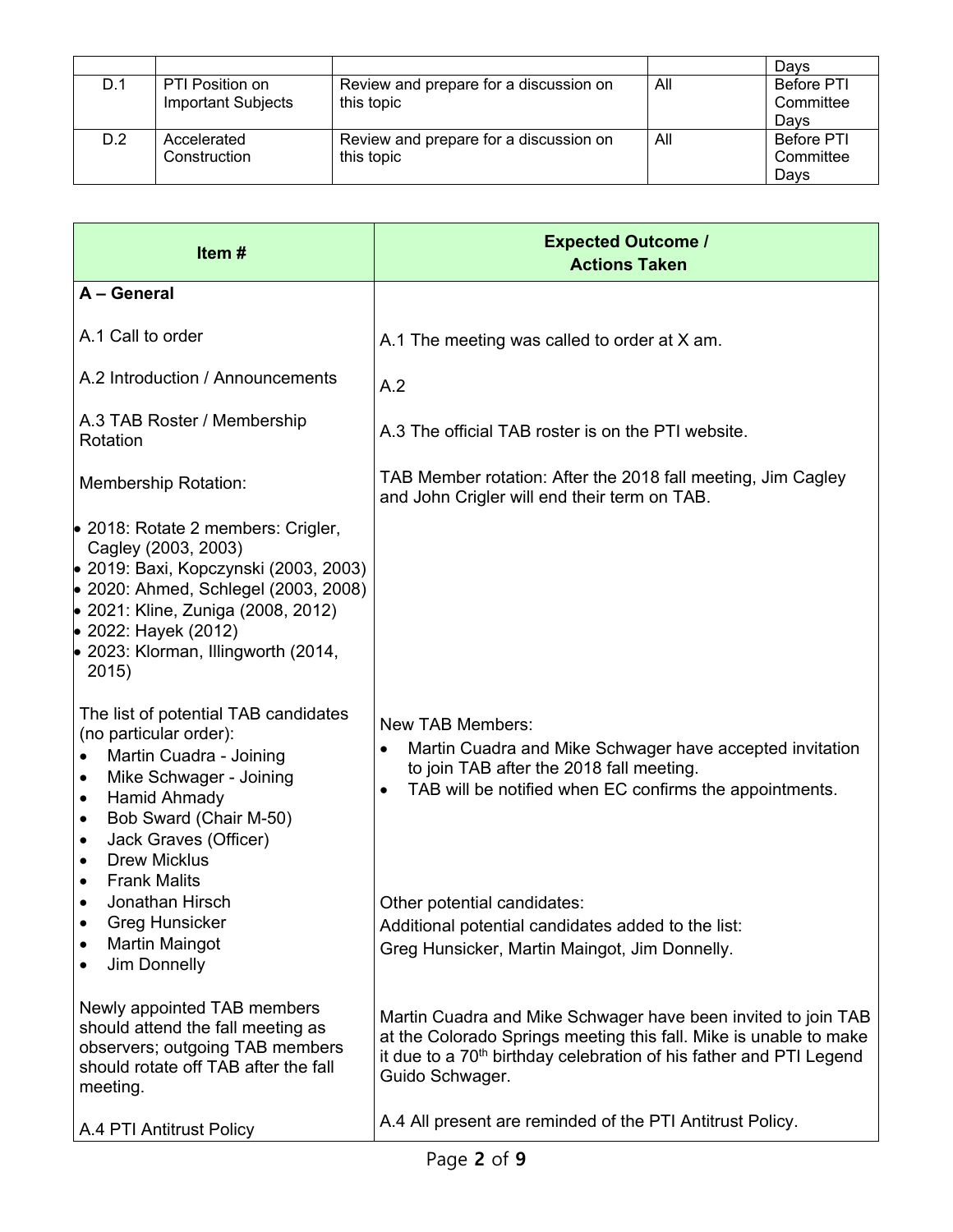| | | | | Days |
|---|---|---|---|---|
| D.1 | PTI Position on Important Subjects | Review and prepare for a discussion on this topic | All | Before PTI Committee Days |
| D.2 | Accelerated Construction | Review and prepare for a discussion on this topic | All | Before PTI Committee Days |

| Item # | Expected Outcome / Actions Taken |
|---|---|
| **A – General** | |
| A.1 Call to order | A.1 The meeting was called to order at X am. |
| A.2 Introduction / Announcements | A.2 |
| A.3 TAB Roster / Membership Rotation | A.3 The official TAB roster is on the PTI website. |
| Membership Rotation:<br>• 2018: Rotate 2 members: Crigler, Cagley (2003, 2003)<br>• 2019: Baxi, Kopczynski (2003, 2003)<br>• 2020: Ahmed, Schlegel (2003, 2008)<br>• 2021: Kline, Zuniga (2008, 2012)<br>• 2022: Hayek (2012)<br>• 2023: Klorman, Illingworth (2014, 2015) | TAB Member rotation: After the 2018 fall meeting, Jim Cagley and John Crigler will end their term on TAB. |
| The list of potential TAB candidates (no particular order):<br>• Martin Cuadra - Joining<br>• Mike Schwager - Joining<br>• Hamid Ahmady<br>• Bob Sward (Chair M-50)<br>• Jack Graves (Officer)<br>• Drew Micklus<br>• Frank Malits<br>• Jonathan Hirsch<br>• Greg Hunsicker<br>• Martin Maingot<br>• Jim Donnelly | New TAB Members:<br>• Martin Cuadra and Mike Schwager have accepted invitation to join TAB after the 2018 fall meeting.<br>• TAB will be notified when EC confirms the appointments.<br><br>Other potential candidates:<br>Additional potential candidates added to the list:<br>Greg Hunsicker, Martin Maingot, Jim Donnelly. |
| Newly appointed TAB members should attend the fall meeting as observers; outgoing TAB members should rotate off TAB after the fall meeting. | Martin Cuadra and Mike Schwager have been invited to join TAB at the Colorado Springs meeting this fall. Mike is unable to make it due to a 70th birthday celebration of his father and PTI Legend Guido Schwager. |
| A.4 PTI Antitrust Policy | A.4 All present are reminded of the PTI Antitrust Policy. |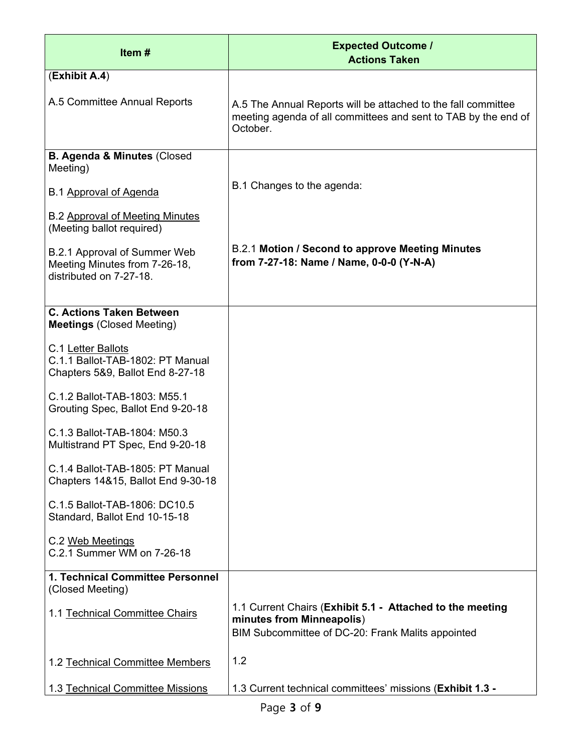| Item # | Expected Outcome / Actions Taken |
| --- | --- |
| (**Exhibit A.4**)<br><br>A.5 Committee Annual Reports | <br><br>A.5 The Annual Reports will be attached to the fall committee meeting agenda of all committees and sent to TAB by the end of October. |
| **B. Agenda & Minutes** (Closed Meeting)<br><br>B.1 <u>Approval of Agenda</u><br><br>B.2 <u>Approval of Meeting Minutes</u> (Meeting ballot required)<br><br>B.2.1 Approval of Summer Web Meeting Minutes from 7-26-18, distributed on 7-27-18. | <br><br>B.1 Changes to the agenda:<br><br><br><br>B.2.1 **Motion / Second to approve Meeting Minutes from 7-27-18: Name / Name, 0-0-0 (Y-N-A)** |
| **C. Actions Taken Between Meetings** (Closed Meeting)<br><br>C.1 <u>Letter Ballots</u><br>C.1.1 Ballot-TAB-1802: PT Manual Chapters 5&9, Ballot End 8-27-18<br><br>C.1.2 Ballot-TAB-1803: M55.1 Grouting Spec, Ballot End 9-20-18<br><br>C.1.3 Ballot-TAB-1804: M50.3 Multistrand PT Spec, End 9-20-18<br><br>C.1.4 Ballot-TAB-1805: PT Manual Chapters 14&15, Ballot End 9-30-18<br><br>C.1.5 Ballot-TAB-1806: DC10.5 Standard, Ballot End 10-15-18<br><br>C.2 <u>Web Meetings</u><br>C.2.1 Summer WM on 7-26-18 | |
| **1. Technical Committee Personnel** (Closed Meeting)<br><br>1.1 <u>Technical Committee Chairs</u><br><br>1.2 <u>Technical Committee Members</u><br><br>1.3 <u>Technical Committee Missions</u> | <br><br>1.1 Current Chairs (**Exhibit 5.1 - Attached to the meeting minutes from Minneapolis**)<br>BIM Subcommittee of DC-20: Frank Malits appointed<br><br>1.2<br><br>1.3 Current technical committees' missions (**Exhibit 1.3 -** |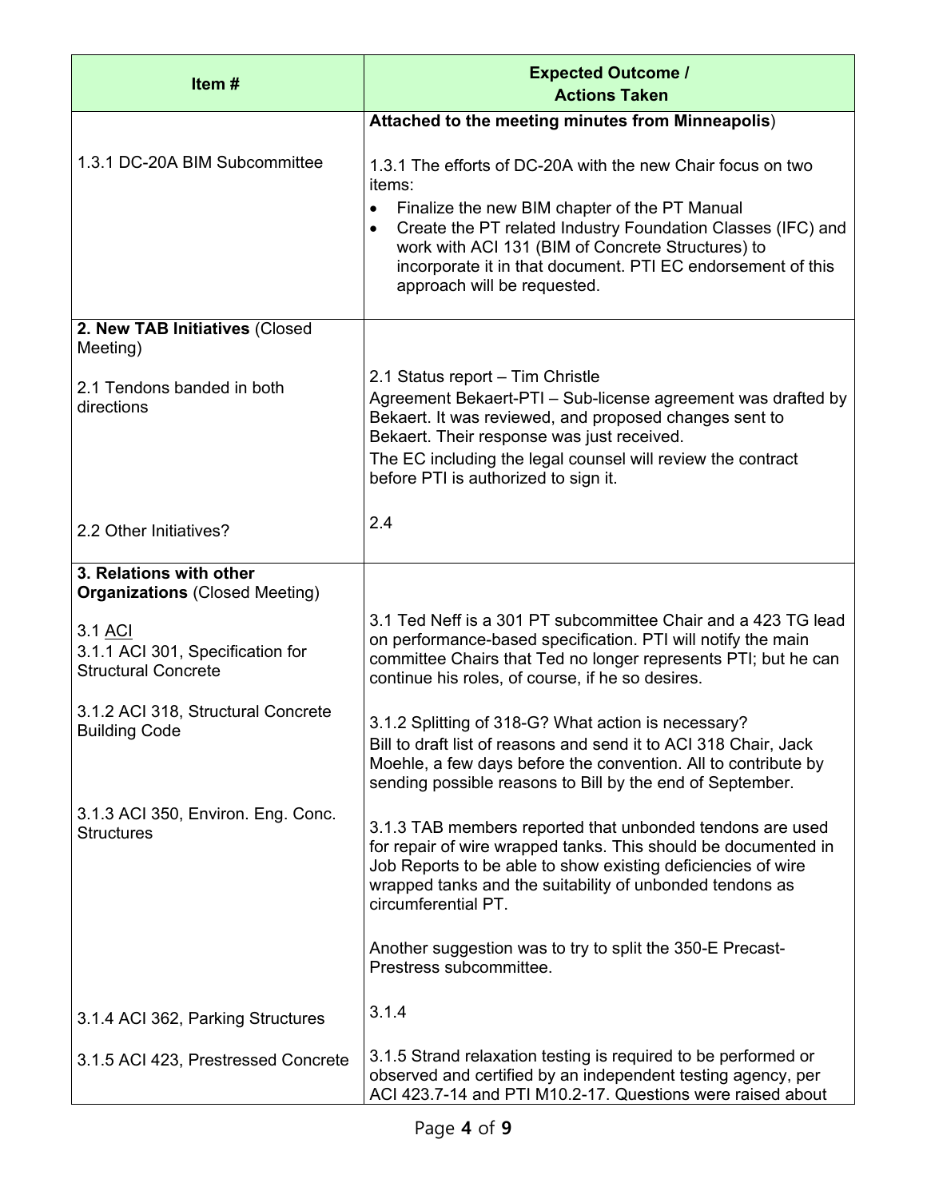| Item # | Expected Outcome / Actions Taken |
| --- | --- |
| | **Attached to the meeting minutes from Minneapolis**) |
| 1.3.1 DC-20A BIM Subcommittee | 1.3.1 The efforts of DC-20A with the new Chair focus on two items:<br>• Finalize the new BIM chapter of the PT Manual<br>• Create the PT related Industry Foundation Classes (IFC) and work with ACI 131 (BIM of Concrete Structures) to incorporate it in that document. PTI EC endorsement of this approach will be requested. |
| **2. New TAB Initiatives** (Closed Meeting)<br><br>2.1 Tendons banded in both directions<br><br>2.2 Other Initiatives? | 2.1 Status report – Tim Christle<br>Agreement Bekaert-PTI – Sub-license agreement was drafted by Bekaert. It was reviewed, and proposed changes sent to Bekaert. Their response was just received.<br>The EC including the legal counsel will review the contract before PTI is authorized to sign it.<br><br>2.4 |
| **3. Relations with other Organizations** (Closed Meeting)<br><br>3.1 ACI<br>3.1.1 ACI 301, Specification for Structural Concrete | 3.1 Ted Neff is a 301 PT subcommittee Chair and a 423 TG lead on performance-based specification. PTI will notify the main committee Chairs that Ted no longer represents PTI; but he can continue his roles, of course, if he so desires. |
| 3.1.2 ACI 318, Structural Concrete Building Code | 3.1.2 Splitting of 318-G? What action is necessary?<br>Bill to draft list of reasons and send it to ACI 318 Chair, Jack Moehle, a few days before the convention. All to contribute by sending possible reasons to Bill by the end of September. |
| 3.1.3 ACI 350, Environ. Eng. Conc. Structures | 3.1.3 TAB members reported that unbonded tendons are used for repair of wire wrapped tanks. This should be documented in Job Reports to be able to show existing deficiencies of wire wrapped tanks and the suitability of unbonded tendons as circumferential PT.<br><br>Another suggestion was to try to split the 350-E Precast-Prestress subcommittee. |
| 3.1.4 ACI 362, Parking Structures | 3.1.4 |
| 3.1.5 ACI 423, Prestressed Concrete | 3.1.5 Strand relaxation testing is required to be performed or observed and certified by an independent testing agency, per ACI 423.7-14 and PTI M10.2-17. Questions were raised about |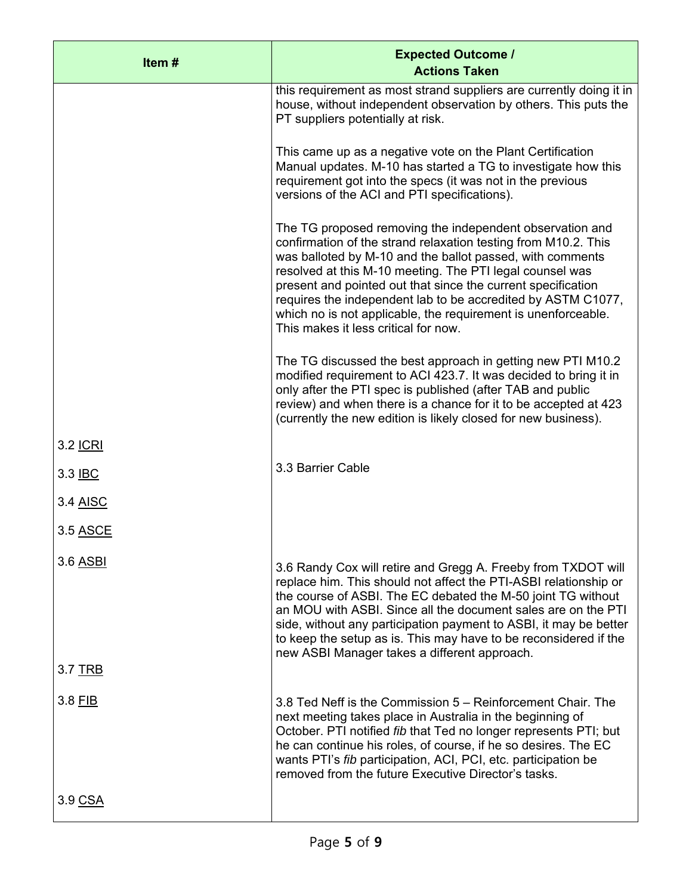| Item # | Expected Outcome / Actions Taken |
|---|---|
| | this requirement as most strand suppliers are currently doing it in house, without independent observation by others. This puts the PT suppliers potentially at risk.<br><br>This came up as a negative vote on the Plant Certification Manual updates. M-10 has started a TG to investigate how this requirement got into the specs (it was not in the previous versions of the ACI and PTI specifications).<br><br>The TG proposed removing the independent observation and confirmation of the strand relaxation testing from M10.2. This was balloted by M-10 and the ballot passed, with comments resolved at this M-10 meeting. The PTI legal counsel was present and pointed out that since the current specification requires the independent lab to be accredited by ASTM C1077, which no is not applicable, the requirement is unenforceable. This makes it less critical for now.<br><br>The TG discussed the best approach in getting new PTI M10.2 modified requirement to ACI 423.7. It was decided to bring it in only after the PTI spec is published (after TAB and public review) and when there is a chance for it to be accepted at 423 (currently the new edition is likely closed for new business). |
| 3.2 ICRI | |
| 3.3 IBC | 3.3 Barrier Cable |
| 3.4 AISC | |
| 3.5 ASCE | |
| 3.6 ASBI | 3.6 Randy Cox will retire and Gregg A. Freeby from TXDOT will replace him. This should not affect the PTI-ASBI relationship or the course of ASBI. The EC debated the M-50 joint TG without an MOU with ASBI. Since all the document sales are on the PTI side, without any participation payment to ASBI, it may be better to keep the setup as is. This may have to be reconsidered if the new ASBI Manager takes a different approach. |
| 3.7 TRB | |
| 3.8 FIB | 3.8 Ted Neff is the Commission 5 – Reinforcement Chair. The next meeting takes place in Australia in the beginning of October. PTI notified *fib* that Ted no longer represents PTI; but he can continue his roles, of course, if he so desires. The EC wants PTI's *fib* participation, ACI, PCI, etc. participation be removed from the future Executive Director's tasks. |
| 3.9 CSA | |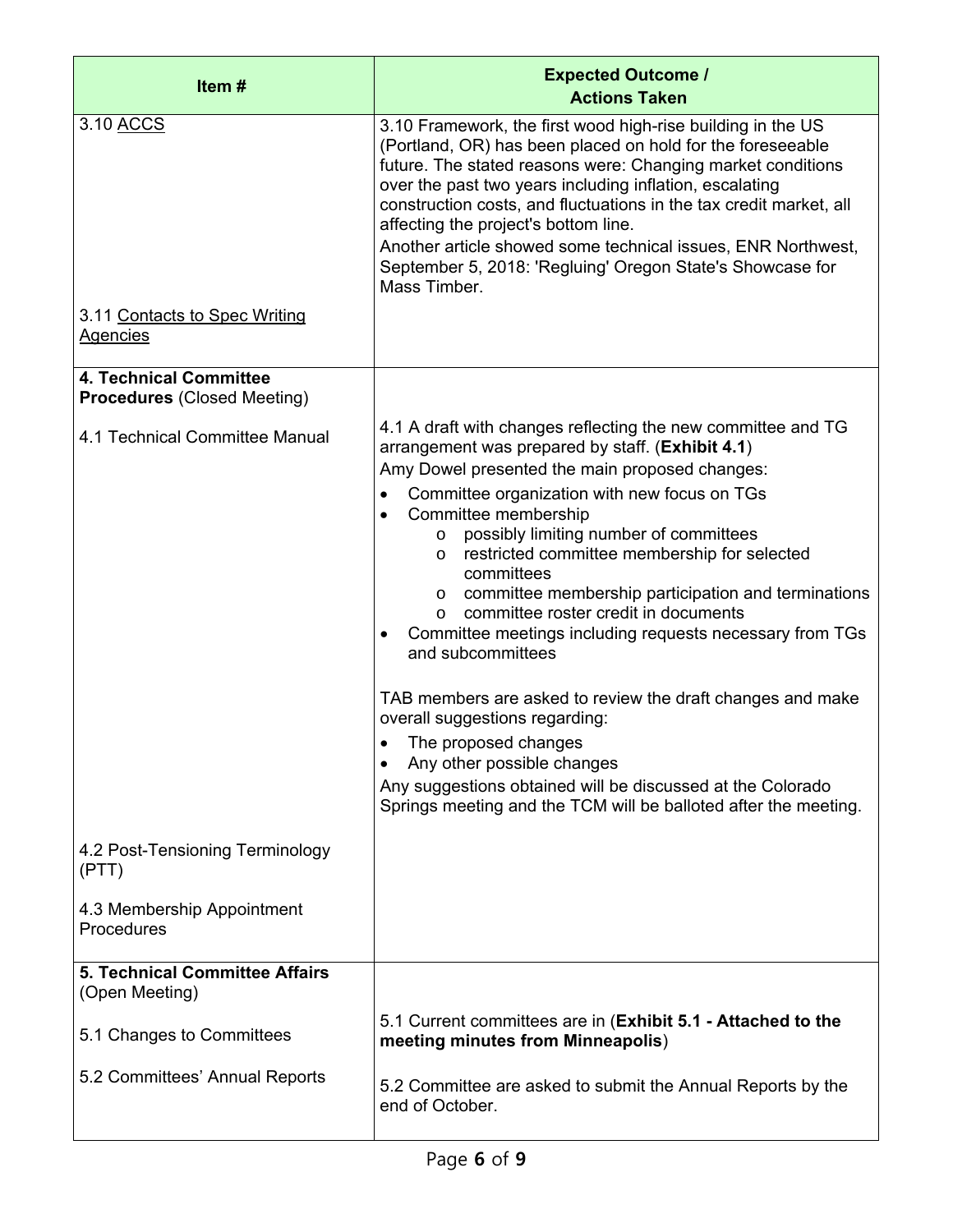| Item # | Expected Outcome / Actions Taken |
| --- | --- |
| 3.10 ACCS | 3.10 Framework, the first wood high-rise building in the US (Portland, OR) has been placed on hold for the foreseeable future. The stated reasons were: Changing market conditions over the past two years including inflation, escalating construction costs, and fluctuations in the tax credit market, all affecting the project's bottom line.<br>Another article showed some technical issues, ENR Northwest, September 5, 2018: 'Regluing' Oregon State's Showcase for Mass Timber. |
| 3.11 Contacts to Spec Writing Agencies | |
| **4. Technical Committee Procedures** (Closed Meeting) | |
| 4.1 Technical Committee Manual | 4.1 A draft with changes reflecting the new committee and TG arrangement was prepared by staff. (**Exhibit 4.1**)<br>Amy Dowel presented the main proposed changes:<br>• Committee organization with new focus on TGs<br>• Committee membership<br>&nbsp;&nbsp;&nbsp;&nbsp;o possibly limiting number of committees<br>&nbsp;&nbsp;&nbsp;&nbsp;o restricted committee membership for selected committees<br>&nbsp;&nbsp;&nbsp;&nbsp;o committee membership participation and terminations<br>&nbsp;&nbsp;&nbsp;&nbsp;o committee roster credit in documents<br>• Committee meetings including requests necessary from TGs and subcommittees<br><br>TAB members are asked to review the draft changes and make overall suggestions regarding:<br>• The proposed changes<br>• Any other possible changes<br>Any suggestions obtained will be discussed at the Colorado Springs meeting and the TCM will be balloted after the meeting. |
| 4.2 Post-Tensioning Terminology (PTT) | |
| 4.3 Membership Appointment Procedures | |
| **5. Technical Committee Affairs** (Open Meeting) | |
| 5.1 Changes to Committees | 5.1 Current committees are in (**Exhibit 5.1 - Attached to the meeting minutes from Minneapolis**) |
| 5.2 Committees' Annual Reports | 5.2 Committee are asked to submit the Annual Reports by the end of October. |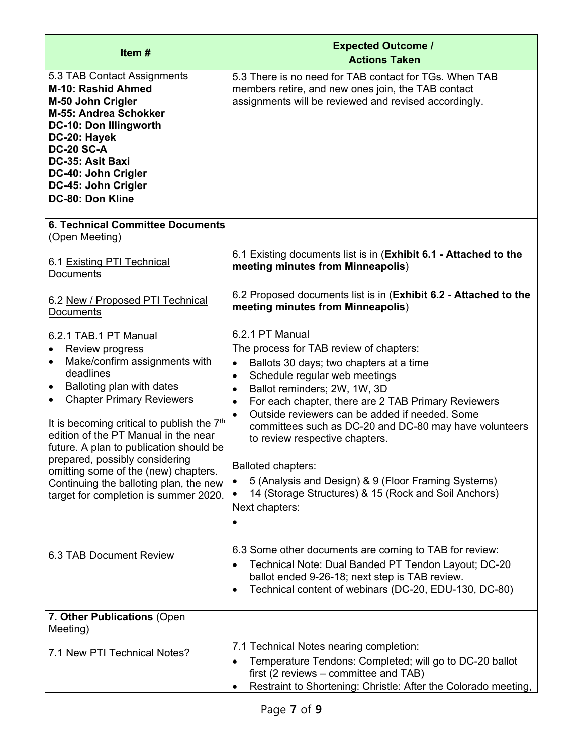| Item # | Expected Outcome / Actions Taken |
| --- | --- |
| 5.3 TAB Contact Assignments<br>**M-10: Rashid Ahmed**<br>**M-50 John Crigler**<br>**M-55: Andrea Schokker**<br>**DC-10: Don Illingworth**<br>**DC-20: Hayek**<br>**DC-20 SC-A**<br>**DC-35: Asit Baxi**<br>**DC-40: John Crigler**<br>**DC-45: John Crigler**<br>**DC-80: Don Kline** | 5.3 There is no need for TAB contact for TGs. When TAB members retire, and new ones join, the TAB contact assignments will be reviewed and revised accordingly. |
| **6. Technical Committee Documents** (Open Meeting)<br><br>6.1 Existing PTI Technical Documents<br><br>6.2 New / Proposed PTI Technical Documents<br><br>6.2.1 TAB.1 PT Manual<br>• Review progress<br>• Make/confirm assignments with deadlines<br>• Balloting plan with dates<br>• Chapter Primary Reviewers<br><br>It is becoming critical to publish the 7th edition of the PT Manual in the near future. A plan to publication should be prepared, possibly considering omitting some of the (new) chapters. Continuing the balloting plan, the new target for completion is summer 2020.<br><br>6.3 TAB Document Review | 6.1 Existing documents list is in (**Exhibit 6.1 - Attached to the meeting minutes from Minneapolis**)<br><br>6.2 Proposed documents list is in (**Exhibit 6.2 - Attached to the meeting minutes from Minneapolis**)<br><br>6.2.1 PT Manual<br>The process for TAB review of chapters:<br>• Ballots 30 days; two chapters at a time<br>• Schedule regular web meetings<br>• Ballot reminders; 2W, 1W, 3D<br>• For each chapter, there are 2 TAB Primary Reviewers<br>• Outside reviewers can be added if needed. Some committees such as DC-20 and DC-80 may have volunteers to review respective chapters.<br><br>Balloted chapters:<br>• 5 (Analysis and Design) & 9 (Floor Framing Systems)<br>• 14 (Storage Structures) & 15 (Rock and Soil Anchors)<br>Next chapters:<br>•<br><br>6.3 Some other documents are coming to TAB for review:<br>• Technical Note: Dual Banded PT Tendon Layout; DC-20 ballot ended 9-26-18; next step is TAB review.<br>• Technical content of webinars (DC-20, EDU-130, DC-80) |
| **7. Other Publications** (Open Meeting)<br><br>7.1 New PTI Technical Notes? | 7.1 Technical Notes nearing completion:<br>• Temperature Tendons: Completed; will go to DC-20 ballot first (2 reviews – committee and TAB)<br>• Restraint to Shortening: Christle: After the Colorado meeting, |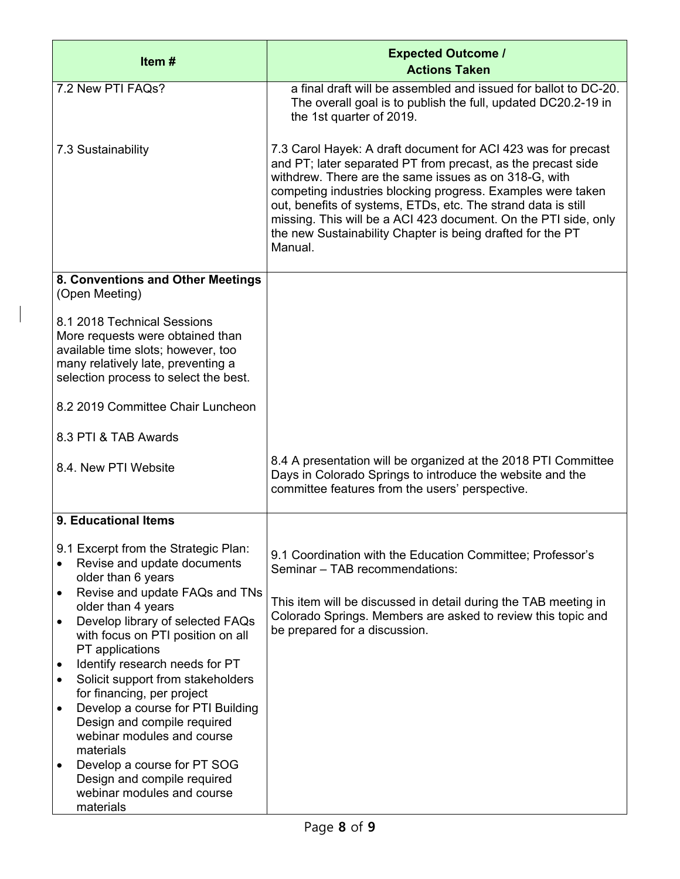| Item # | Expected Outcome / Actions Taken |
|---|---|
| 7.2 New PTI FAQs? | a final draft will be assembled and issued for ballot to DC-20. The overall goal is to publish the full, updated DC20.2-19 in the 1st quarter of 2019. |
| 7.3 Sustainability | 7.3 Carol Hayek: A draft document for ACI 423 was for precast and PT; later separated PT from precast, as the precast side withdrew. There are the same issues as on 318-G, with competing industries blocking progress. Examples were taken out, benefits of systems, ETDs, etc. The strand data is still missing. This will be a ACI 423 document. On the PTI side, only the new Sustainability Chapter is being drafted for the PT Manual. |
| **8. Conventions and Other Meetings** (Open Meeting)<br><br>8.1 2018 Technical Sessions<br>More requests were obtained than available time slots; however, too many relatively late, preventing a selection process to select the best.<br><br>8.2 2019 Committee Chair Luncheon<br><br>8.3 PTI & TAB Awards<br><br>8.4. New PTI Website | 8.4 A presentation will be organized at the 2018 PTI Committee Days in Colorado Springs to introduce the website and the committee features from the users' perspective. |
| **9. Educational Items**<br><br>9.1 Excerpt from the Strategic Plan:<br>• Revise and update documents older than 6 years<br>• Revise and update FAQs and TNs older than 4 years<br>• Develop library of selected FAQs with focus on PTI position on all PT applications<br>• Identify research needs for PT<br>• Solicit support from stakeholders for financing, per project<br>• Develop a course for PTI Building Design and compile required webinar modules and course materials<br>• Develop a course for PT SOG Design and compile required webinar modules and course materials | 9.1 Coordination with the Education Committee; Professor's Seminar – TAB recommendations:<br><br>This item will be discussed in detail during the TAB meeting in Colorado Springs. Members are asked to review this topic and be prepared for a discussion. |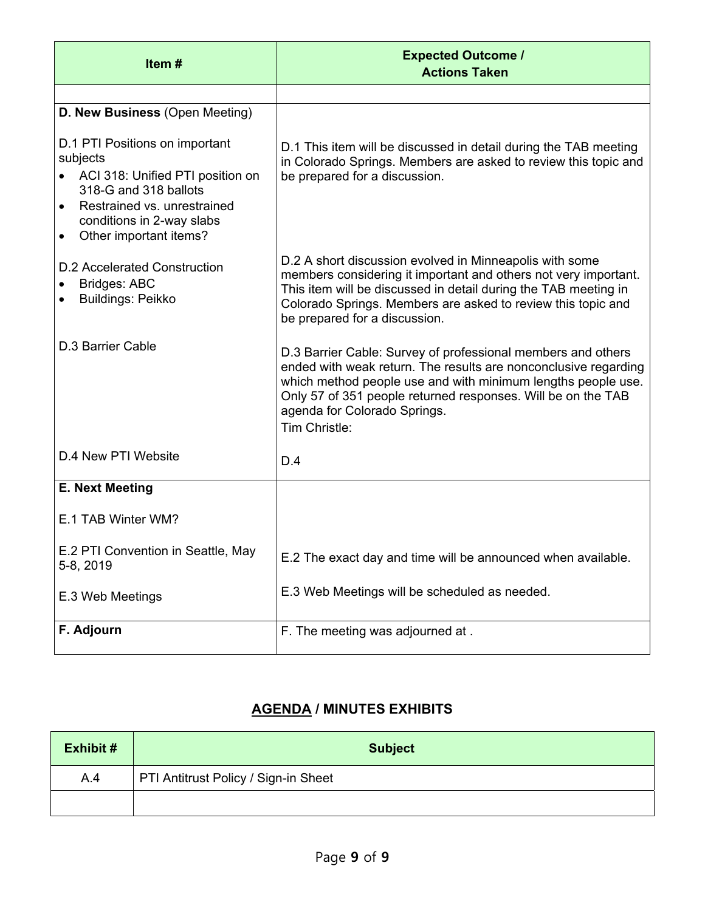| Item # | Expected Outcome / Actions Taken |
|---|---|
| | |
| **D. New Business** (Open Meeting)<br><br>D.1 PTI Positions on important subjects<br>• ACI 318: Unified PTI position on 318-G and 318 ballots<br>• Restrained vs. unrestrained conditions in 2-way slabs<br>• Other important items?<br><br>D.2 Accelerated Construction<br>• Bridges: ABC<br>• Buildings: Peikko<br><br>D.3 Barrier Cable<br><br>D.4 New PTI Website | D.1 This item will be discussed in detail during the TAB meeting in Colorado Springs. Members are asked to review this topic and be prepared for a discussion.<br><br>D.2 A short discussion evolved in Minneapolis with some members considering it important and others not very important. This item will be discussed in detail during the TAB meeting in Colorado Springs. Members are asked to review this topic and be prepared for a discussion.<br><br>D.3 Barrier Cable: Survey of professional members and others ended with weak return. The results are nonconclusive regarding which method people use and with minimum lengths people use. Only 57 of 351 people returned responses. Will be on the TAB agenda for Colorado Springs.<br>Tim Christle:<br><br>D.4 |
| **E. Next Meeting**<br><br>E.1 TAB Winter WM?<br><br>E.2 PTI Convention in Seattle, May 5-8, 2019<br><br>E.3 Web Meetings | <br><br><br><br>E.2 The exact day and time will be announced when available.<br><br>E.3 Web Meetings will be scheduled as needed. |
| **F. Adjourn** | F. The meeting was adjourned at . |

## AGENDA / MINUTES EXHIBITS

| Exhibit # | Subject |
|---|---|
| A.4 | PTI Antitrust Policy / Sign-in Sheet |
| | |